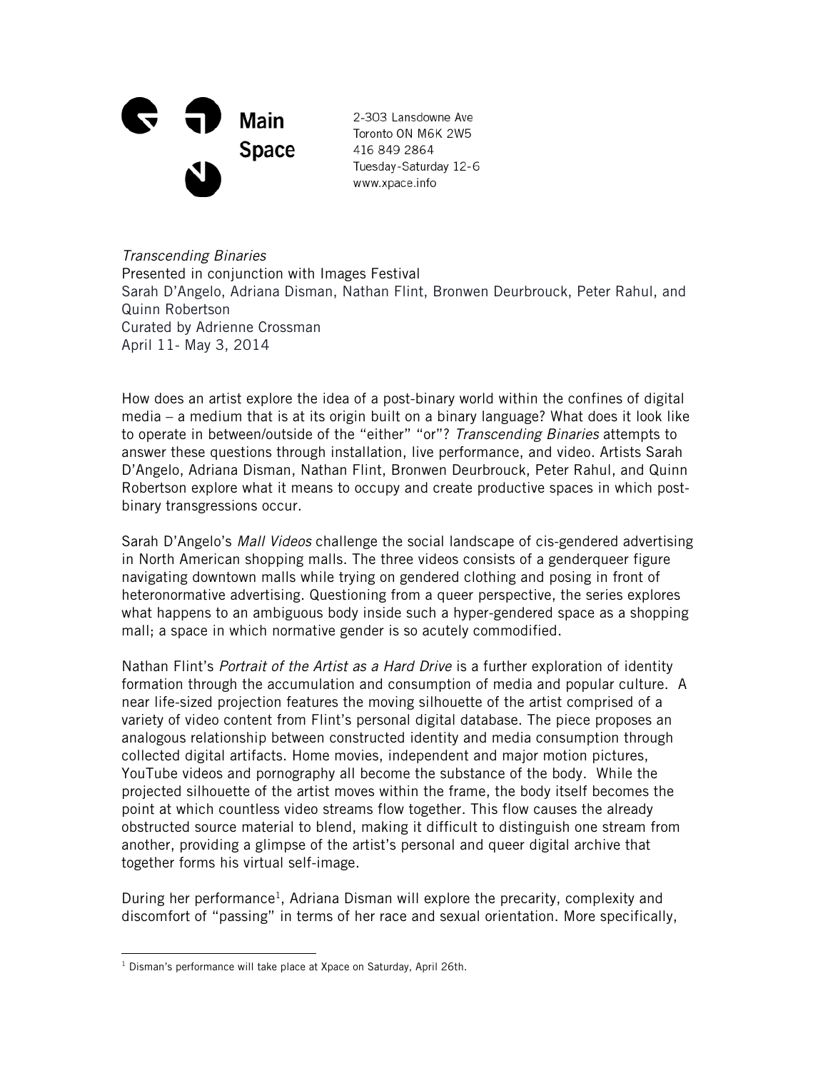**Main Space**

2-303 Lansdowne Ave
Toronto ON M6K 2W5
416 849 2864
Tuesday-Saturday 12-6
www.xpace.info

*Transcending Binaries*
Presented in conjunction with Images Festival
Sarah D'Angelo, Adriana Disman, Nathan Flint, Bronwen Deurbrouck, Peter Rahul, and Quinn Robertson
Curated by Adrienne Crossman
April 11- May 3, 2014

How does an artist explore the idea of a post-binary world within the confines of digital media – a medium that is at its origin built on a binary language? What does it look like to operate in between/outside of the "either" "or"? *Transcending Binaries* attempts to answer these questions through installation, live performance, and video. Artists Sarah D'Angelo, Adriana Disman, Nathan Flint, Bronwen Deurbrouck, Peter Rahul, and Quinn Robertson explore what it means to occupy and create productive spaces in which post-binary transgressions occur.

Sarah D'Angelo's *Mall Videos* challenge the social landscape of cis-gendered advertising in North American shopping malls. The three videos consists of a genderqueer figure navigating downtown malls while trying on gendered clothing and posing in front of heteronormative advertising. Questioning from a queer perspective, the series explores what happens to an ambiguous body inside such a hyper-gendered space as a shopping mall; a space in which normative gender is so acutely commodified.

Nathan Flint's *Portrait of the Artist as a Hard Drive* is a further exploration of identity formation through the accumulation and consumption of media and popular culture. A near life-sized projection features the moving silhouette of the artist comprised of a variety of video content from Flint's personal digital database. The piece proposes an analogous relationship between constructed identity and media consumption through collected digital artifacts. Home movies, independent and major motion pictures, YouTube videos and pornography all become the substance of the body. While the projected silhouette of the artist moves within the frame, the body itself becomes the point at which countless video streams flow together. This flow causes the already obstructed source material to blend, making it difficult to distinguish one stream from another, providing a glimpse of the artist's personal and queer digital archive that together forms his virtual self-image.

During her performance[1], Adriana Disman will explore the precarity, complexity and discomfort of "passing" in terms of her race and sexual orientation. More specifically,

[1] Disman's performance will take place at Xpace on Saturday, April 26th.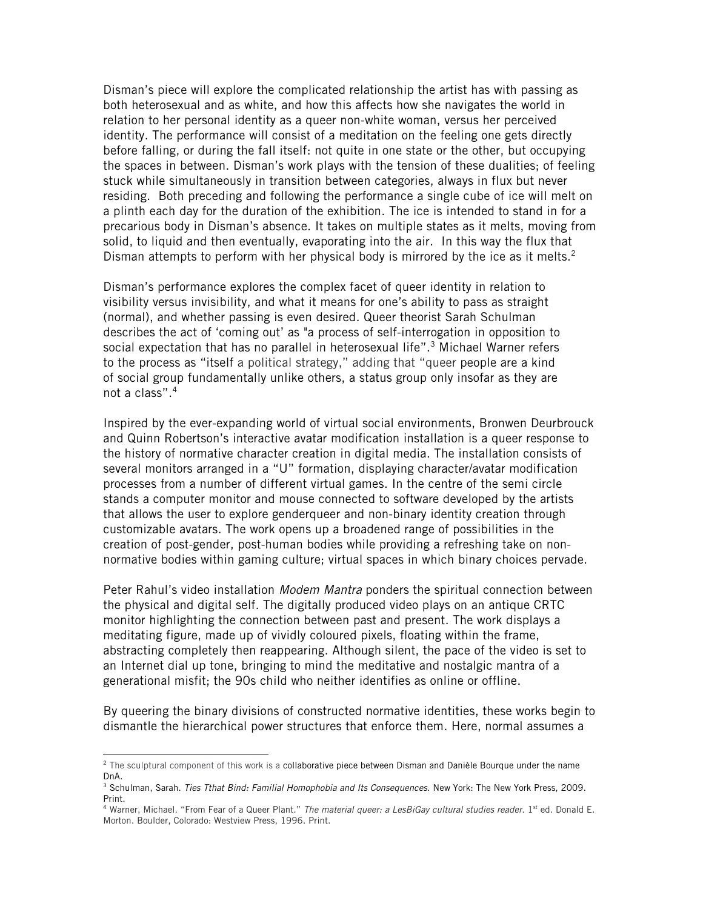Disman's piece will explore the complicated relationship the artist has with passing as both heterosexual and as white, and how this affects how she navigates the world in relation to her personal identity as a queer non-white woman, versus her perceived identity. The performance will consist of a meditation on the feeling one gets directly before falling, or during the fall itself: not quite in one state or the other, but occupying the spaces in between. Disman's work plays with the tension of these dualities; of feeling stuck while simultaneously in transition between categories, always in flux but never residing. Both preceding and following the performance a single cube of ice will melt on a plinth each day for the duration of the exhibition. The ice is intended to stand in for a precarious body in Disman's absence. It takes on multiple states as it melts, moving from solid, to liquid and then eventually, evaporating into the air. In this way the flux that Disman attempts to perform with her physical body is mirrored by the ice as it melts.[2]

Disman's performance explores the complex facet of queer identity in relation to visibility versus invisibility, and what it means for one's ability to pass as straight (normal), and whether passing is even desired. Queer theorist Sarah Schulman describes the act of 'coming out' as "a process of self-interrogation in opposition to social expectation that has no parallel in heterosexual life".[3] Michael Warner refers to the process as "itself a political strategy," adding that "queer people are a kind of social group fundamentally unlike others, a status group only insofar as they are not a class".[4]

Inspired by the ever-expanding world of virtual social environments, Bronwen Deurbrouck and Quinn Robertson's interactive avatar modification installation is a queer response to the history of normative character creation in digital media. The installation consists of several monitors arranged in a "U" formation, displaying character/avatar modification processes from a number of different virtual games. In the centre of the semi circle stands a computer monitor and mouse connected to software developed by the artists that allows the user to explore genderqueer and non-binary identity creation through customizable avatars. The work opens up a broadened range of possibilities in the creation of post-gender, post-human bodies while providing a refreshing take on non-normative bodies within gaming culture; virtual spaces in which binary choices pervade.

Peter Rahul's video installation *Modem Mantra* ponders the spiritual connection between the physical and digital self. The digitally produced video plays on an antique CRTC monitor highlighting the connection between past and present. The work displays a meditating figure, made up of vividly coloured pixels, floating within the frame, abstracting completely then reappearing. Although silent, the pace of the video is set to an Internet dial up tone, bringing to mind the meditative and nostalgic mantra of a generational misfit; the 90s child who neither identifies as online or offline.

By queering the binary divisions of constructed normative identities, these works begin to dismantle the hierarchical power structures that enforce them. Here, normal assumes a

---

[2] The sculptural component of this work is a collaborative piece between Disman and Danièle Bourque under the name DnA.

[3] Schulman, Sarah. *Ties Tthat Bind: Familial Homophobia and Its Consequences.* New York: The New York Press, 2009. Print.

[4] Warner, Michael. "From Fear of a Queer Plant." *The material queer: a LesBiGay cultural studies reader.* 1st ed. Donald E. Morton. Boulder, Colorado: Westview Press, 1996. Print.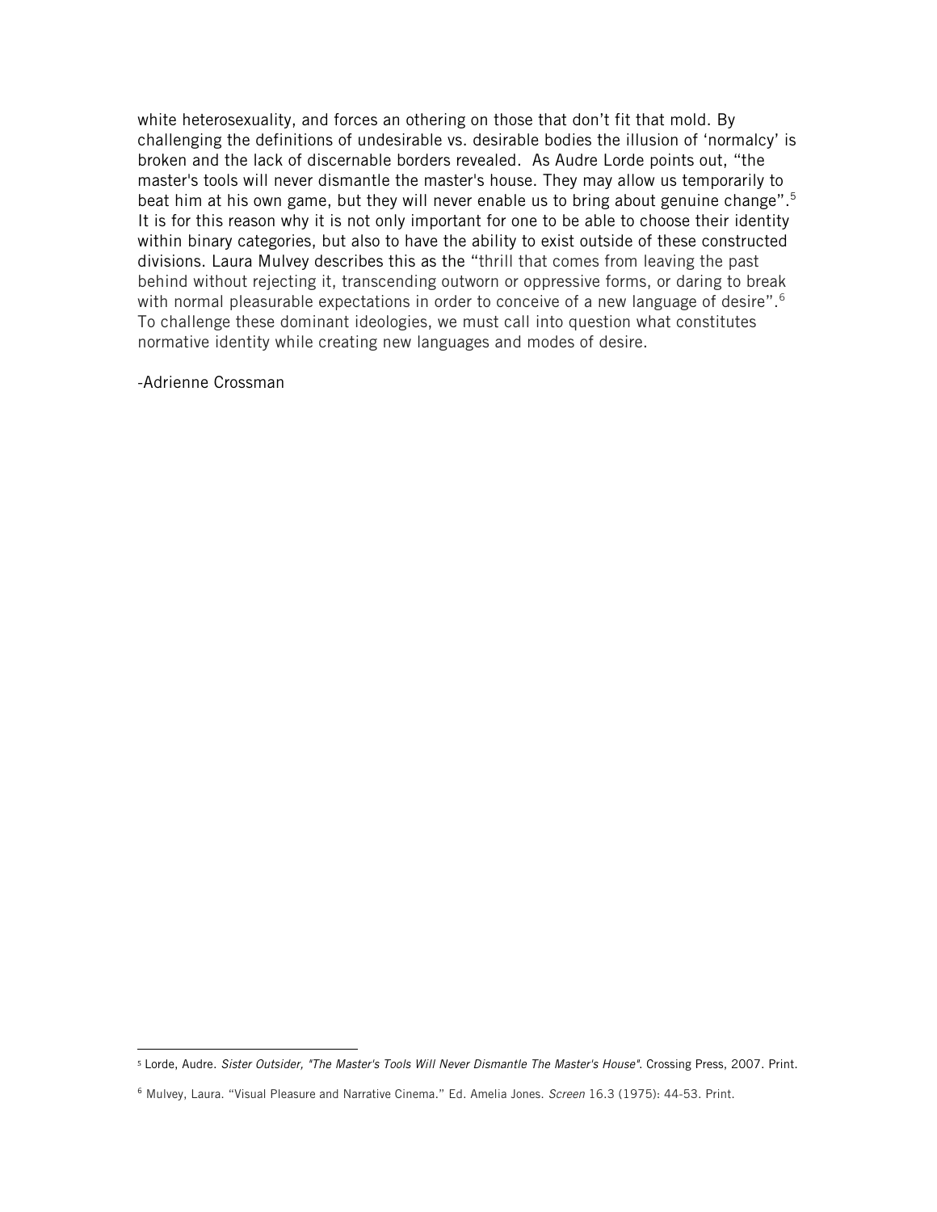white heterosexuality, and forces an othering on those that don't fit that mold. By challenging the definitions of undesirable vs. desirable bodies the illusion of 'normalcy' is broken and the lack of discernable borders revealed. As Audre Lorde points out, "the master's tools will never dismantle the master's house. They may allow us temporarily to beat him at his own game, but they will never enable us to bring about genuine change".[5] It is for this reason why it is not only important for one to be able to choose their identity within binary categories, but also to have the ability to exist outside of these constructed divisions. Laura Mulvey describes this as the "thrill that comes from leaving the past behind without rejecting it, transcending outworn or oppressive forms, or daring to break with normal pleasurable expectations in order to conceive of a new language of desire".[6] To challenge these dominant ideologies, we must call into question what constitutes normative identity while creating new languages and modes of desire.

-Adrienne Crossman

---

[5] Lorde, Audre. *Sister Outsider, "The Master's Tools Will Never Dismantle The Master's House"*. Crossing Press, 2007. Print.

[6] Mulvey, Laura. "Visual Pleasure and Narrative Cinema." Ed. Amelia Jones. *Screen* 16.3 (1975): 44-53. Print.